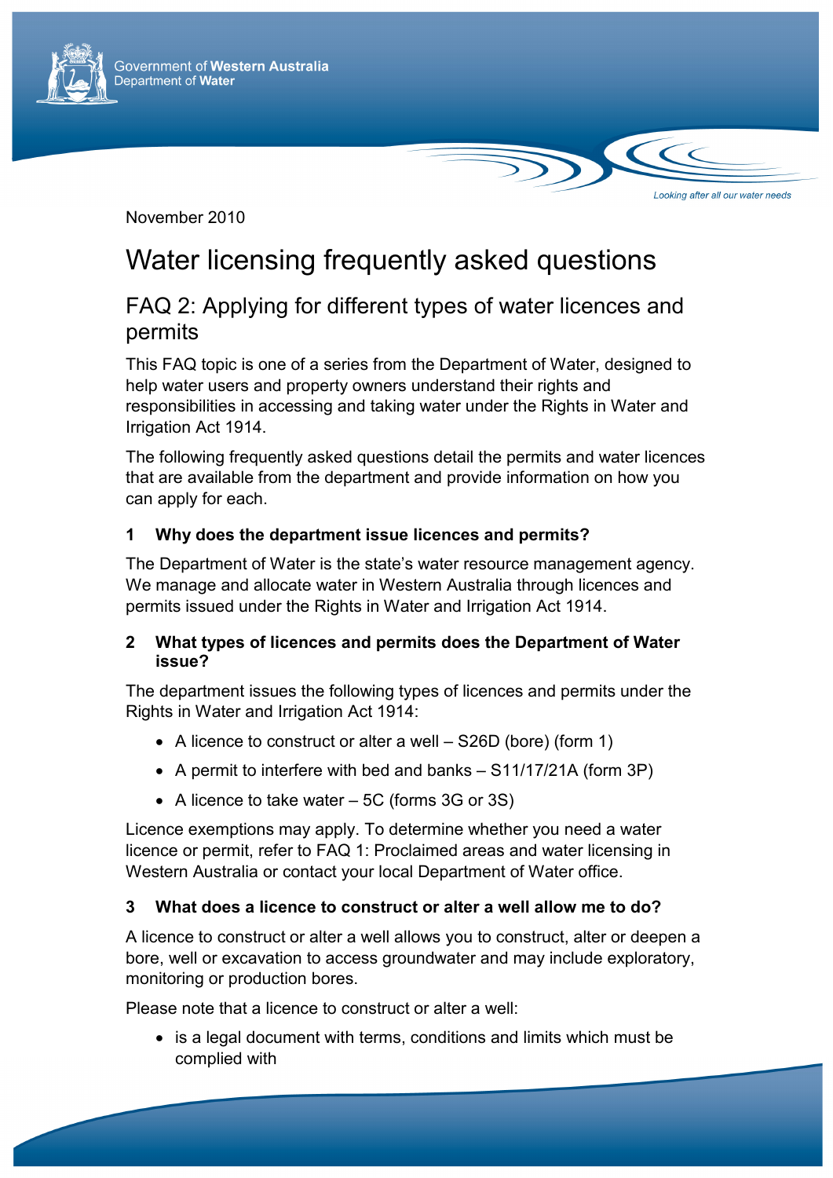Government of **Western Australia**
Department of **Water**

*Looking after all our water needs*

November 2010

# Water licensing frequently asked questions

## FAQ 2: Applying for different types of water licences and permits

This FAQ topic is one of a series from the Department of Water, designed to help water users and property owners understand their rights and responsibilities in accessing and taking water under the Rights in Water and Irrigation Act 1914.

The following frequently asked questions detail the permits and water licences that are available from the department and provide information on how you can apply for each.

### 1 Why does the department issue licences and permits?

The Department of Water is the state's water resource management agency. We manage and allocate water in Western Australia through licences and permits issued under the Rights in Water and Irrigation Act 1914.

### 2 What types of licences and permits does the Department of Water issue?

The department issues the following types of licences and permits under the Rights in Water and Irrigation Act 1914:

- A licence to construct or alter a well – S26D (bore) (form 1)
- A permit to interfere with bed and banks – S11/17/21A (form 3P)
- A licence to take water – 5C (forms 3G or 3S)

Licence exemptions may apply. To determine whether you need a water licence or permit, refer to FAQ 1: Proclaimed areas and water licensing in Western Australia or contact your local Department of Water office.

### 3 What does a licence to construct or alter a well allow me to do?

A licence to construct or alter a well allows you to construct, alter or deepen a bore, well or excavation to access groundwater and may include exploratory, monitoring or production bores.

Please note that a licence to construct or alter a well:

- is a legal document with terms, conditions and limits which must be complied with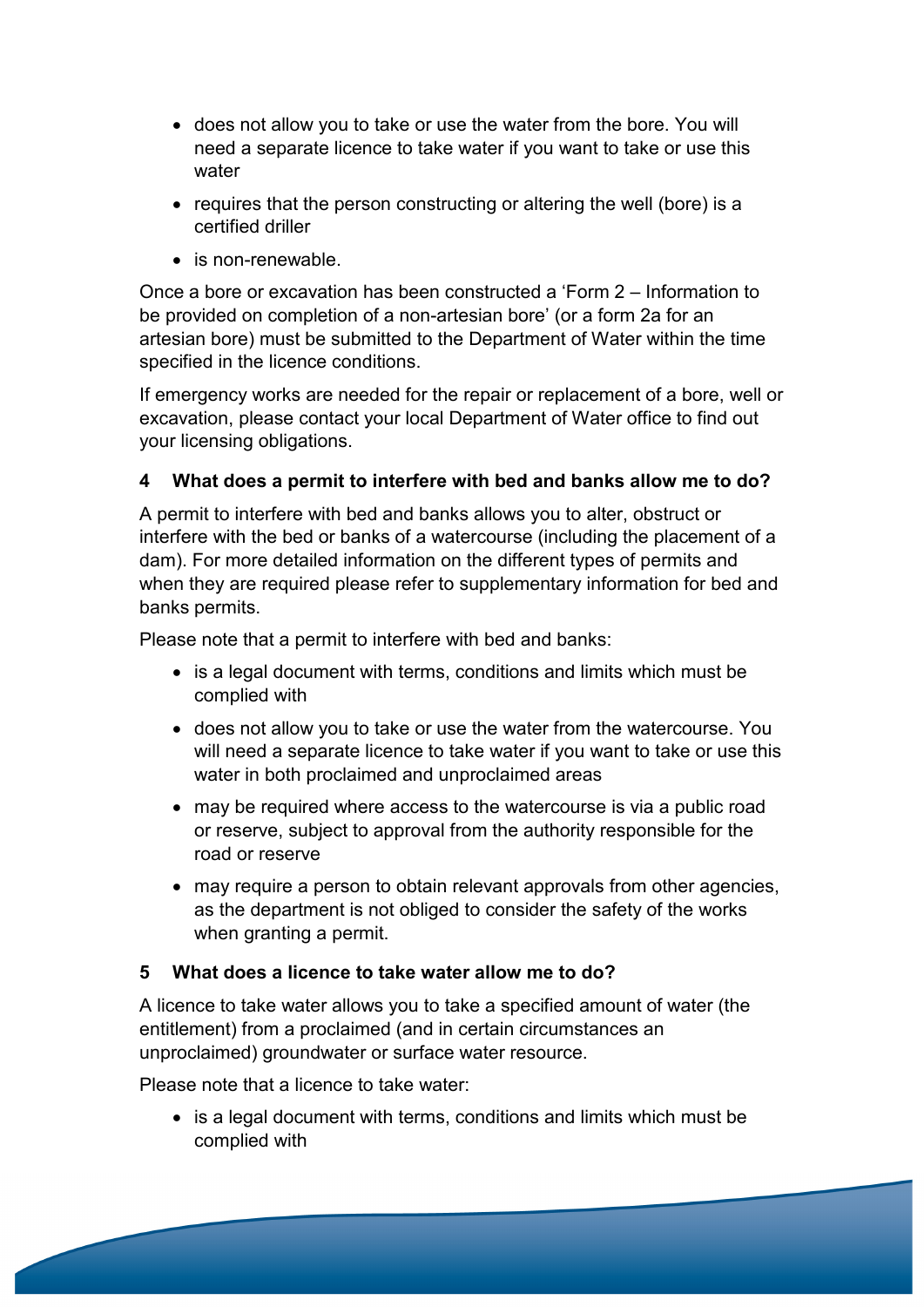- does not allow you to take or use the water from the bore. You will need a separate licence to take water if you want to take or use this water
- requires that the person constructing or altering the well (bore) is a certified driller
- is non-renewable.

Once a bore or excavation has been constructed a 'Form 2 – Information to be provided on completion of a non-artesian bore' (or a form 2a for an artesian bore) must be submitted to the Department of Water within the time specified in the licence conditions.

If emergency works are needed for the repair or replacement of a bore, well or excavation, please contact your local Department of Water office to find out your licensing obligations.

### 4 What does a permit to interfere with bed and banks allow me to do?

A permit to interfere with bed and banks allows you to alter, obstruct or interfere with the bed or banks of a watercourse (including the placement of a dam). For more detailed information on the different types of permits and when they are required please refer to supplementary information for bed and banks permits.

Please note that a permit to interfere with bed and banks:

- is a legal document with terms, conditions and limits which must be complied with
- does not allow you to take or use the water from the watercourse. You will need a separate licence to take water if you want to take or use this water in both proclaimed and unproclaimed areas
- may be required where access to the watercourse is via a public road or reserve, subject to approval from the authority responsible for the road or reserve
- may require a person to obtain relevant approvals from other agencies, as the department is not obliged to consider the safety of the works when granting a permit.

### 5 What does a licence to take water allow me to do?

A licence to take water allows you to take a specified amount of water (the entitlement) from a proclaimed (and in certain circumstances an unproclaimed) groundwater or surface water resource.

Please note that a licence to take water:

- is a legal document with terms, conditions and limits which must be complied with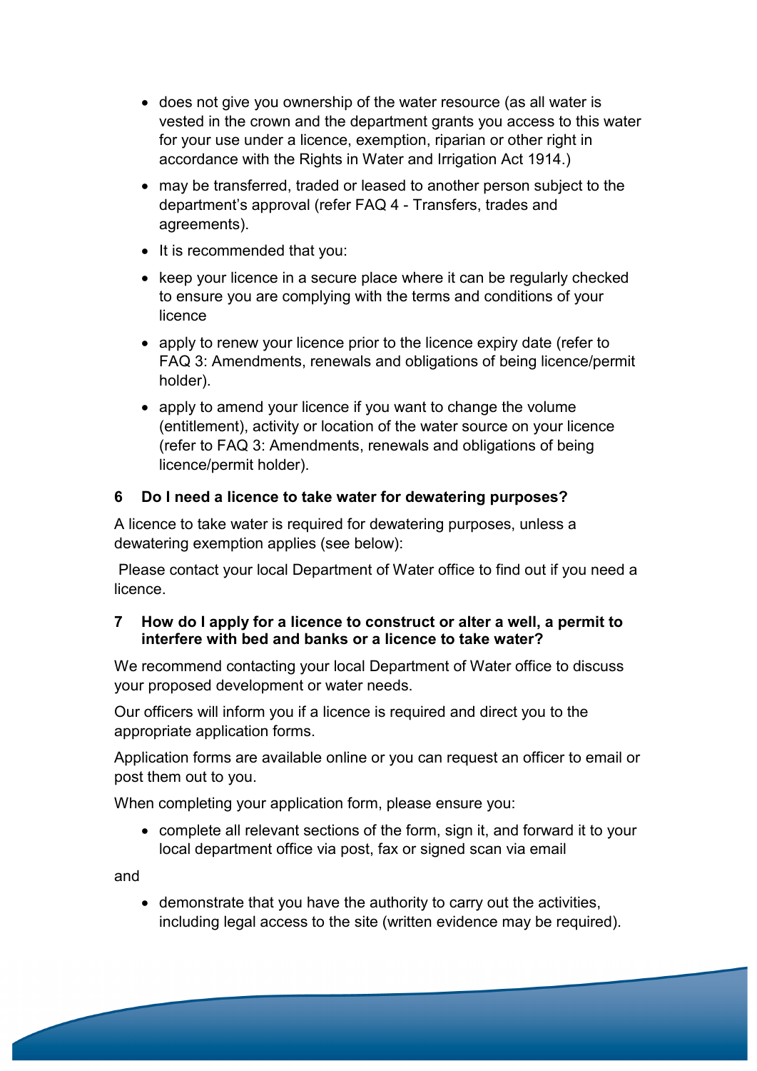- does not give you ownership of the water resource (as all water is vested in the crown and the department grants you access to this water for your use under a licence, exemption, riparian or other right in accordance with the Rights in Water and Irrigation Act 1914.)
- may be transferred, traded or leased to another person subject to the department's approval (refer FAQ 4 - Transfers, trades and agreements).
- It is recommended that you:
- keep your licence in a secure place where it can be regularly checked to ensure you are complying with the terms and conditions of your licence
- apply to renew your licence prior to the licence expiry date (refer to FAQ 3: Amendments, renewals and obligations of being licence/permit holder).
- apply to amend your licence if you want to change the volume (entitlement), activity or location of the water source on your licence (refer to FAQ 3: Amendments, renewals and obligations of being licence/permit holder).

## 6 Do I need a licence to take water for dewatering purposes?

A licence to take water is required for dewatering purposes, unless a dewatering exemption applies (see below):

Please contact your local Department of Water office to find out if you need a licence.

## 7 How do I apply for a licence to construct or alter a well, a permit to interfere with bed and banks or a licence to take water?

We recommend contacting your local Department of Water office to discuss your proposed development or water needs.

Our officers will inform you if a licence is required and direct you to the appropriate application forms.

Application forms are available online or you can request an officer to email or post them out to you.

When completing your application form, please ensure you:

- complete all relevant sections of the form, sign it, and forward it to your local department office via post, fax or signed scan via email

and

- demonstrate that you have the authority to carry out the activities, including legal access to the site (written evidence may be required).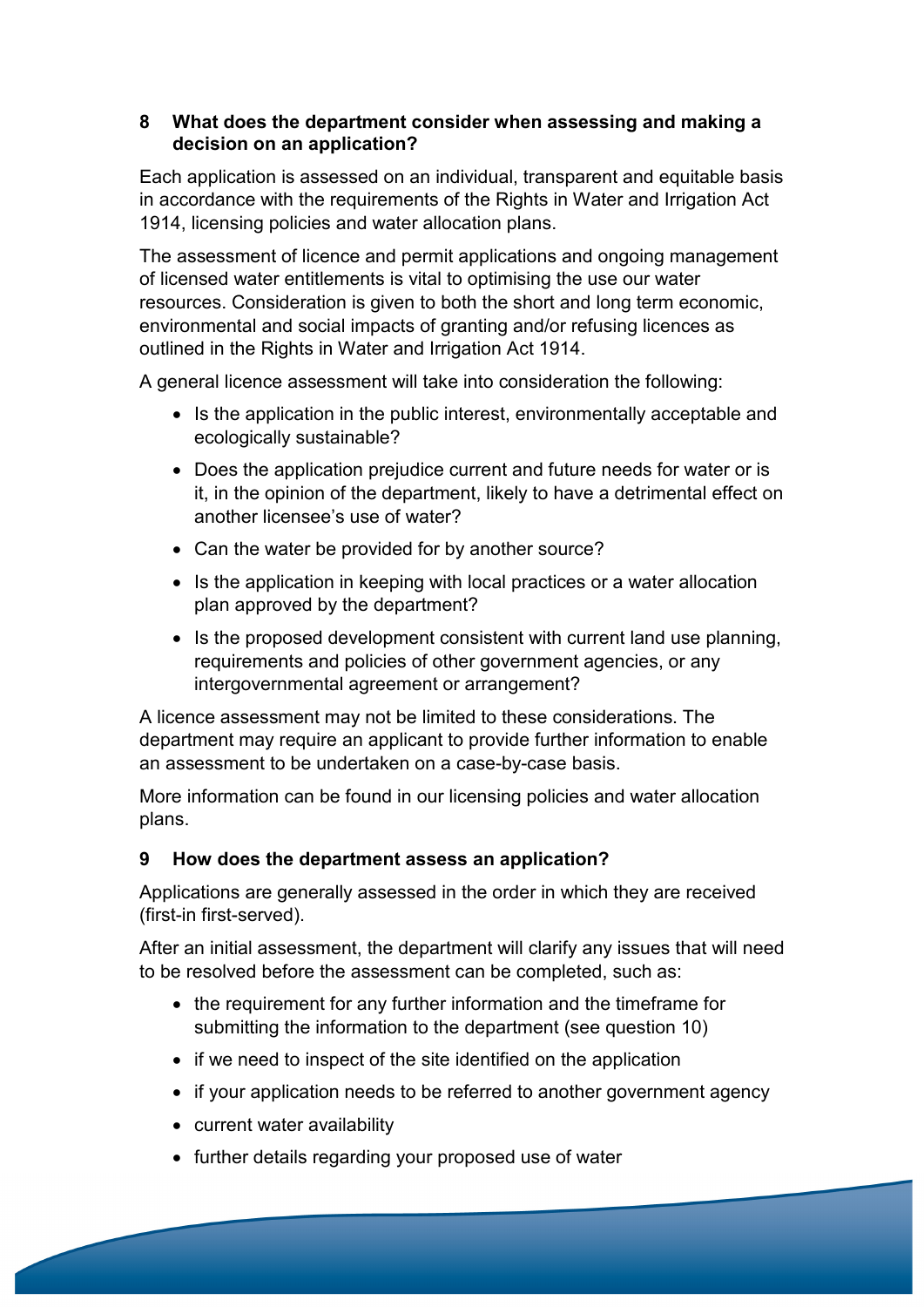## 8 What does the department consider when assessing and making a decision on an application?

Each application is assessed on an individual, transparent and equitable basis in accordance with the requirements of the Rights in Water and Irrigation Act 1914, licensing policies and water allocation plans.

The assessment of licence and permit applications and ongoing management of licensed water entitlements is vital to optimising the use our water resources. Consideration is given to both the short and long term economic, environmental and social impacts of granting and/or refusing licences as outlined in the Rights in Water and Irrigation Act 1914.

A general licence assessment will take into consideration the following:

- Is the application in the public interest, environmentally acceptable and ecologically sustainable?
- Does the application prejudice current and future needs for water or is it, in the opinion of the department, likely to have a detrimental effect on another licensee's use of water?
- Can the water be provided for by another source?
- Is the application in keeping with local practices or a water allocation plan approved by the department?
- Is the proposed development consistent with current land use planning, requirements and policies of other government agencies, or any intergovernmental agreement or arrangement?

A licence assessment may not be limited to these considerations. The department may require an applicant to provide further information to enable an assessment to be undertaken on a case-by-case basis.

More information can be found in our licensing policies and water allocation plans.

## 9 How does the department assess an application?

Applications are generally assessed in the order in which they are received (first-in first-served).

After an initial assessment, the department will clarify any issues that will need to be resolved before the assessment can be completed, such as:

- the requirement for any further information and the timeframe for submitting the information to the department (see question 10)
- if we need to inspect of the site identified on the application
- if your application needs to be referred to another government agency
- current water availability
- further details regarding your proposed use of water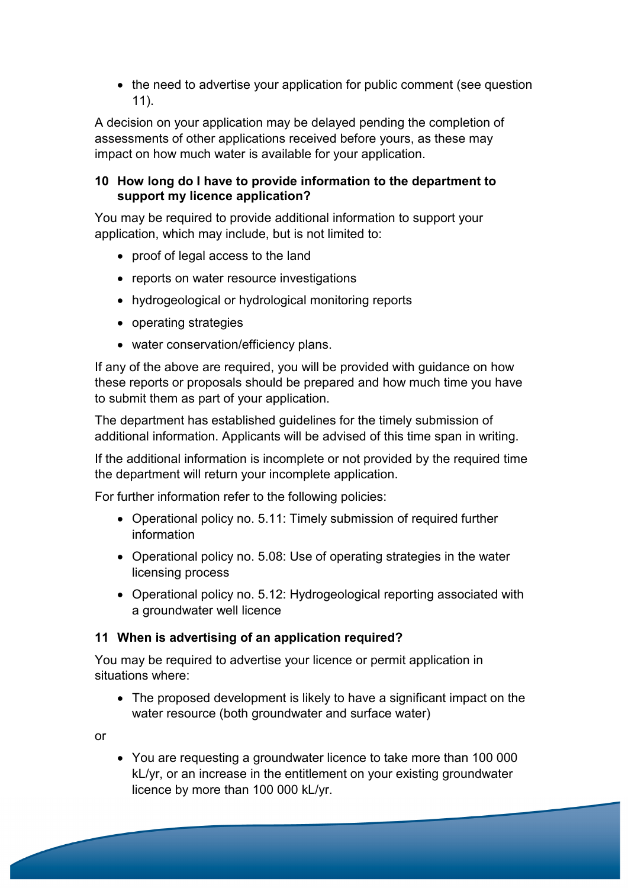- the need to advertise your application for public comment (see question 11).

A decision on your application may be delayed pending the completion of assessments of other applications received before yours, as these may impact on how much water is available for your application.

### 10 How long do I have to provide information to the department to support my licence application?

You may be required to provide additional information to support your application, which may include, but is not limited to:

- proof of legal access to the land
- reports on water resource investigations
- hydrogeological or hydrological monitoring reports
- operating strategies
- water conservation/efficiency plans.

If any of the above are required, you will be provided with guidance on how these reports or proposals should be prepared and how much time you have to submit them as part of your application.

The department has established guidelines for the timely submission of additional information. Applicants will be advised of this time span in writing.

If the additional information is incomplete or not provided by the required time the department will return your incomplete application.

For further information refer to the following policies:

- Operational policy no. 5.11: Timely submission of required further information
- Operational policy no. 5.08: Use of operating strategies in the water licensing process
- Operational policy no. 5.12: Hydrogeological reporting associated with a groundwater well licence

### 11 When is advertising of an application required?

You may be required to advertise your licence or permit application in situations where:

- The proposed development is likely to have a significant impact on the water resource (both groundwater and surface water)

or

- You are requesting a groundwater licence to take more than 100 000 kL/yr, or an increase in the entitlement on your existing groundwater licence by more than 100 000 kL/yr.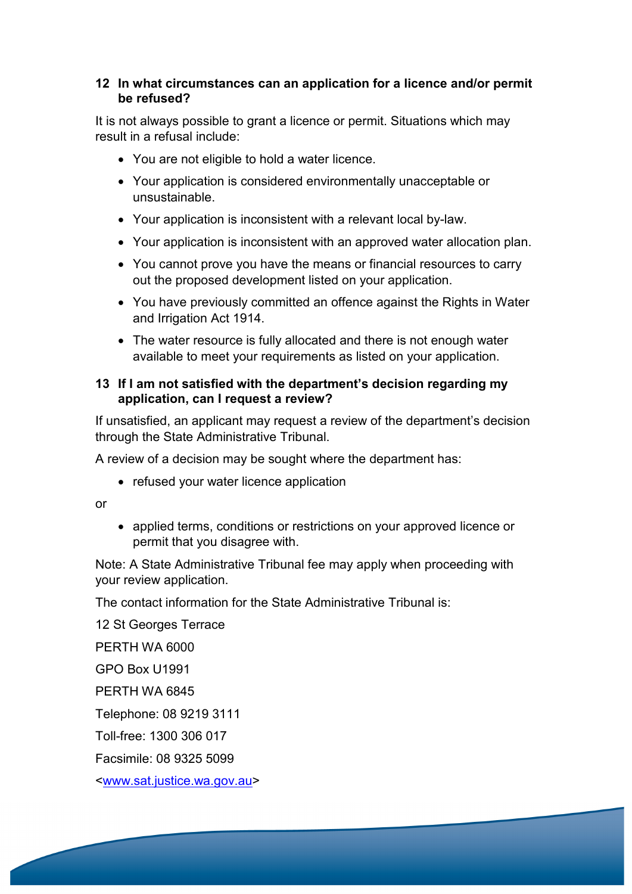## 12 In what circumstances can an application for a licence and/or permit be refused?

It is not always possible to grant a licence or permit. Situations which may result in a refusal include:

- You are not eligible to hold a water licence.
- Your application is considered environmentally unacceptable or unsustainable.
- Your application is inconsistent with a relevant local by-law.
- Your application is inconsistent with an approved water allocation plan.
- You cannot prove you have the means or financial resources to carry out the proposed development listed on your application.
- You have previously committed an offence against the Rights in Water and Irrigation Act 1914.
- The water resource is fully allocated and there is not enough water available to meet your requirements as listed on your application.

## 13 If I am not satisfied with the department's decision regarding my application, can I request a review?

If unsatisfied, an applicant may request a review of the department's decision through the State Administrative Tribunal.

A review of a decision may be sought where the department has:

- refused your water licence application

or

- applied terms, conditions or restrictions on your approved licence or permit that you disagree with.

Note: A State Administrative Tribunal fee may apply when proceeding with your review application.

The contact information for the State Administrative Tribunal is:

12 St Georges Terrace

PERTH WA 6000

GPO Box U1991

PERTH WA 6845

Telephone: 08 9219 3111

Toll-free: 1300 306 017

Facsimile: 08 9325 5099

<www.sat.justice.wa.gov.au>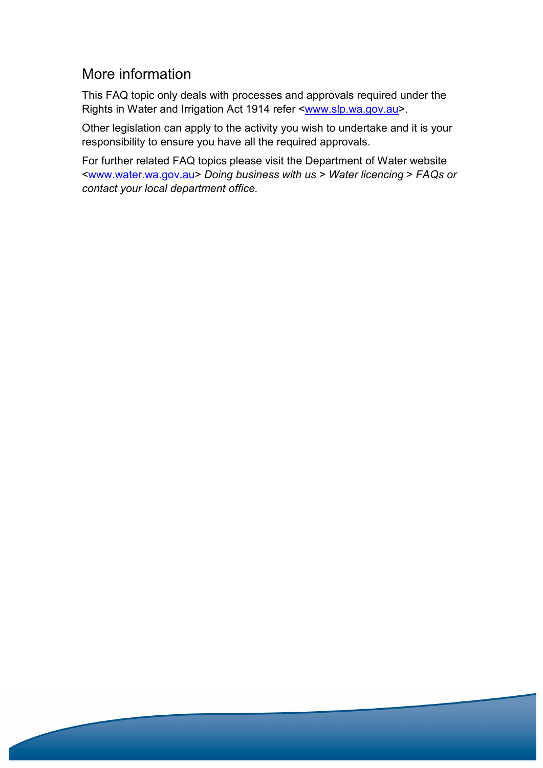## More information

This FAQ topic only deals with processes and approvals required under the Rights in Water and Irrigation Act 1914 refer <www.slp.wa.gov.au>.

Other legislation can apply to the activity you wish to undertake and it is your responsibility to ensure you have all the required approvals.

For further related FAQ topics please visit the Department of Water website <www.water.wa.gov.au> *Doing business with us* > *Water licencing* > *FAQs or contact your local department office.*